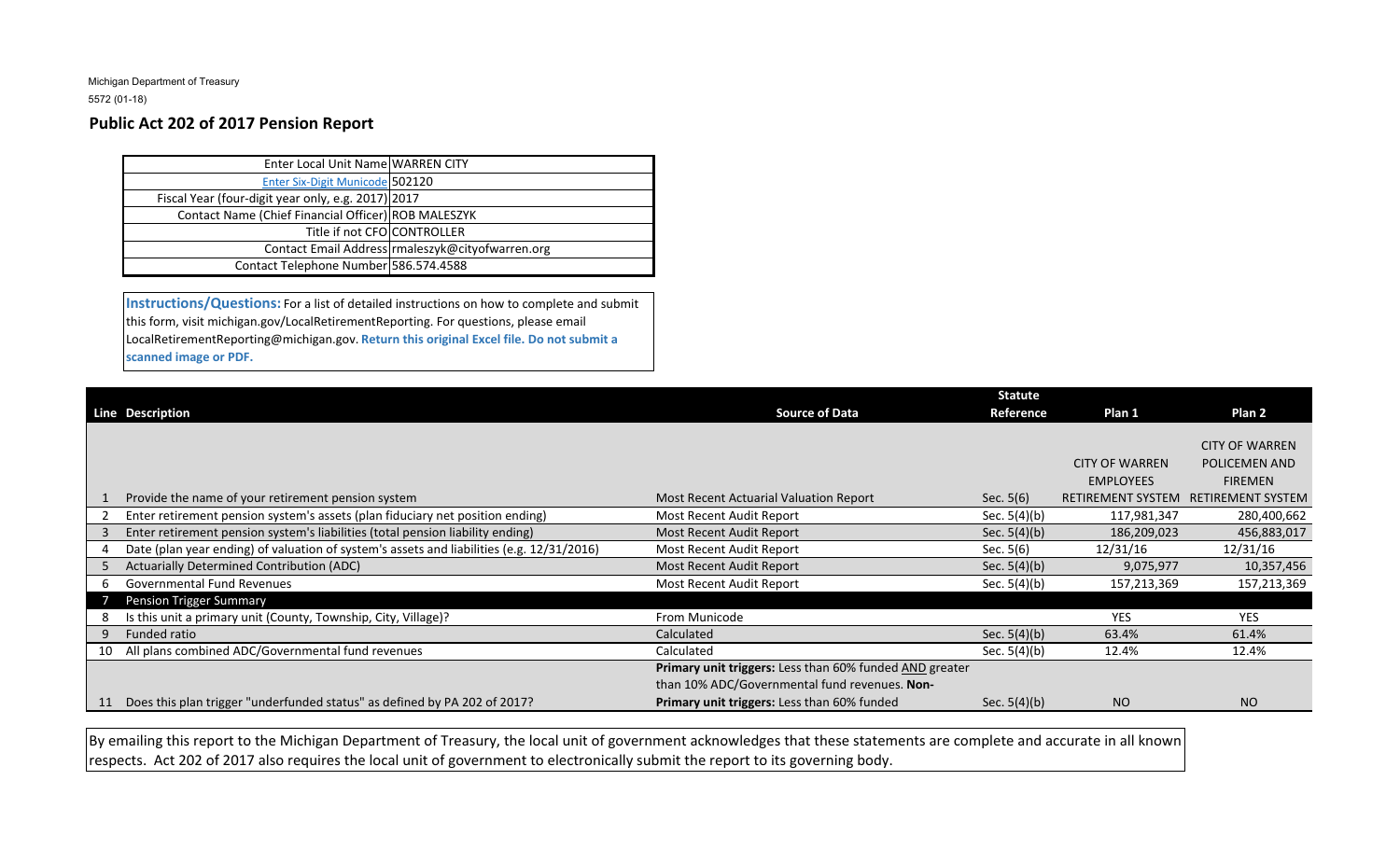Michigan Department of Treasury
5572 (01-18)

## Public Act 202 of 2017 Pension Report

| | |
|---|---|
| Enter Local Unit Name | WARREN CITY |
| Enter Six-Digit Municode | 502120 |
| Fiscal Year (four-digit year only, e.g. 2017) | 2017 |
| Contact Name (Chief Financial Officer) | ROB MALESZYK |
| Title if not CFO | CONTROLLER |
| Contact Email Address | rmaleszyk@cityofwarren.org |
| Contact Telephone Number | 586.574.4588 |

**Instructions/Questions:** For a list of detailed instructions on how to complete and submit this form, visit michigan.gov/LocalRetirementReporting. For questions, please email LocalRetirementReporting@michigan.gov. **Return this original Excel file. Do not submit a scanned image or PDF.**

| Line | Description | Source of Data | Statute Reference | Plan 1 | Plan 2 |
|---|---|---|---|---|---|
| 1 | Provide the name of your retirement pension system | Most Recent Actuarial Valuation Report | Sec. 5(6) | CITY OF WARREN EMPLOYEES RETIREMENT SYSTEM | CITY OF WARREN POLICEMEN AND FIREMEN RETIREMENT SYSTEM |
| 2 | Enter retirement pension system's assets (plan fiduciary net position ending) | Most Recent Audit Report | Sec. 5(4)(b) | 117,981,347 | 280,400,662 |
| 3 | Enter retirement pension system's liabilities (total pension liability ending) | Most Recent Audit Report | Sec. 5(4)(b) | 186,209,023 | 456,883,017 |
| 4 | Date (plan year ending) of valuation of system's assets and liabilities (e.g. 12/31/2016) | Most Recent Audit Report | Sec. 5(6) | 12/31/16 | 12/31/16 |
| 5 | Actuarially Determined Contribution (ADC) | Most Recent Audit Report | Sec. 5(4)(b) | 9,075,977 | 10,357,456 |
| 6 | Governmental Fund Revenues | Most Recent Audit Report | Sec. 5(4)(b) | 157,213,369 | 157,213,369 |
| 7 | Pension Trigger Summary | | | | |
| 8 | Is this unit a primary unit (County, Township, City, Village)? | From Municode | | YES | YES |
| 9 | Funded ratio | Calculated | Sec. 5(4)(b) | 63.4% | 61.4% |
| 10 | All plans combined ADC/Governmental fund revenues | Calculated | Sec. 5(4)(b) | 12.4% | 12.4% |
| 11 | Does this plan trigger "underfunded status" as defined by PA 202 of 2017? | **Primary unit triggers:** Less than 60% funded AND greater than 10% ADC/Governmental fund revenues. **Non-Primary unit triggers:** Less than 60% funded | Sec. 5(4)(b) | NO | NO |

By emailing this report to the Michigan Department of Treasury, the local unit of government acknowledges that these statements are complete and accurate in all known respects. Act 202 of 2017 also requires the local unit of government to electronically submit the report to its governing body.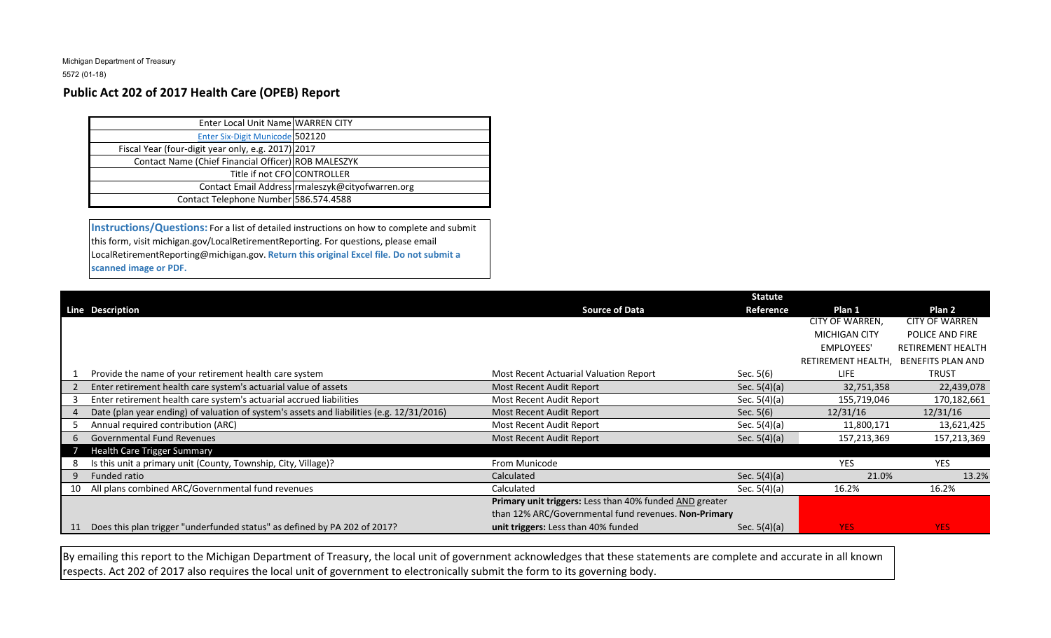Michigan Department of Treasury
5572 (01-18)

## Public Act 202 of 2017 Health Care (OPEB) Report

| | |
|---|---|
| Enter Local Unit Name | WARREN CITY |
| Enter Six-Digit Municode | 502120 |
| Fiscal Year (four-digit year only, e.g. 2017) | 2017 |
| Contact Name (Chief Financial Officer) | ROB MALESZYK |
| Title if not CFO | CONTROLLER |
| Contact Email Address | rmaleszyk@cityofwarren.org |
| Contact Telephone Number | 586.574.4588 |

**Instructions/Questions:** For a list of detailed instructions on how to complete and submit this form, visit michigan.gov/LocalRetirementReporting. For questions, please email LocalRetirementReporting@michigan.gov. **Return this original Excel file. Do not submit a scanned image or PDF.**

| Line | Description | Source of Data | Statute Reference | Plan 1 | Plan 2 |
|---|---|---|---|---|---|
| 1 | Provide the name of your retirement health care system | Most Recent Actuarial Valuation Report | Sec. 5(6) | CITY OF WARREN, MICHIGAN CITY EMPLOYEES' RETIREMENT HEALTH, LIFE | CITY OF WARREN POLICE AND FIRE RETIREMENT HEALTH BENEFITS PLAN AND TRUST |
| 2 | Enter retirement health care system's actuarial value of assets | Most Recent Audit Report | Sec. 5(4)(a) | 32,751,358 | 22,439,078 |
| 3 | Enter retirement health care system's actuarial accrued liabilities | Most Recent Audit Report | Sec. 5(4)(a) | 155,719,046 | 170,182,661 |
| 4 | Date (plan year ending) of valuation of system's assets and liabilities (e.g. 12/31/2016) | Most Recent Audit Report | Sec. 5(6) | 12/31/16 | 12/31/16 |
| 5 | Annual required contribution (ARC) | Most Recent Audit Report | Sec. 5(4)(a) | 11,800,171 | 13,621,425 |
| 6 | Governmental Fund Revenues | Most Recent Audit Report | Sec. 5(4)(a) | 157,213,369 | 157,213,369 |
| 7 | Health Care Trigger Summary | | | | |
| 8 | Is this unit a primary unit (County, Township, City, Village)? | From Municode | | YES | YES |
| 9 | Funded ratio | Calculated | Sec. 5(4)(a) | 21.0% | 13.2% |
| 10 | All plans combined ARC/Governmental fund revenues | Calculated | Sec. 5(4)(a) | 16.2% | 16.2% |
| 11 | Does this plan trigger "underfunded status" as defined by PA 202 of 2017? | **Primary unit triggers:** Less than 40% funded AND greater than 12% ARC/Governmental fund revenues. **Non-Primary unit triggers:** Less than 40% funded | Sec. 5(4)(a) | YES | YES |

By emailing this report to the Michigan Department of Treasury, the local unit of government acknowledges that these statements are complete and accurate in all known respects. Act 202 of 2017 also requires the local unit of government to electronically submit the form to its governing body.